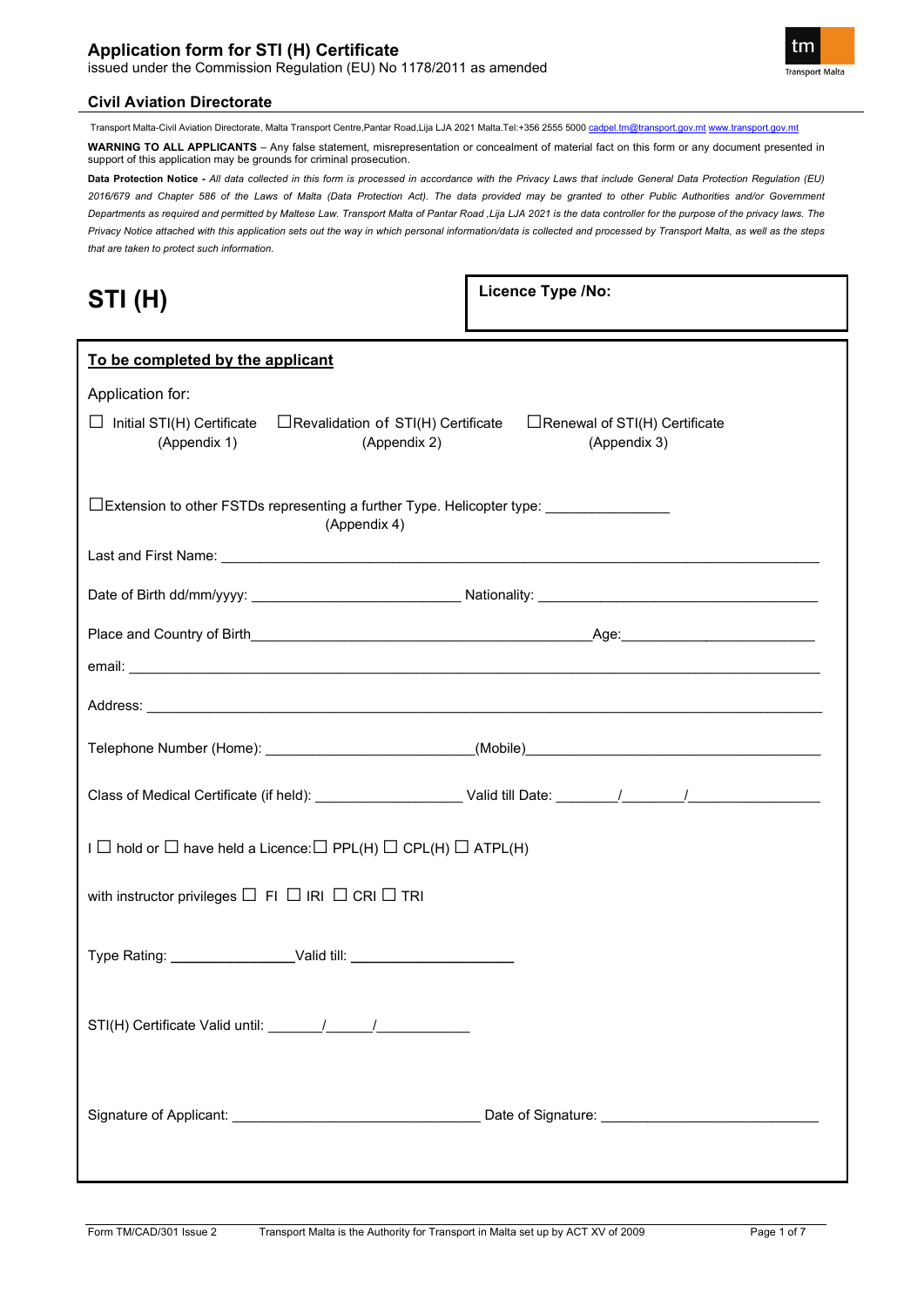# Application form for STI (H) Certificate

issued under the Commission Regulation (EU) No 1178/2011 as amended

### Civil Aviation Directorate

Transport Malta-Civil Aviation Directorate, Malta Transport Centre,Pantar Road,Lija LJA 2021 Malta.Tel:+356 2555 5000 cadpel.tm@transport.gov.mt www.transport.gov.mt

**WARNING TO ALL APPLICANTS** – Any false statement, misrepresentation or concealment of material fact on this form or any document presented in support of this application may be grounds for criminal prosecution.

**Data Protection Notice -** *All data collected in this form is processed in accordance with the Privacy Laws that include General Data Protection Regulation (EU) 2016/679 and Chapter 586 of the Laws of Malta (Data Protection Act). The data provided may be granted to other Public Authorities and/or Government Departments as required and permitted by Maltese Law. Transport Malta of Pantar Road ,Lija LJA 2021 is the data controller for the purpose of the privacy laws. The Privacy Notice attached with this application sets out the way in which personal information/data is collected and processed by Transport Malta, as well as the steps that are taken to protect such information.*

## STI (H)

**Licence Type /No:**

**To be completed by the applicant**

Application for:

☐ Initial STI(H) Certificate (Appendix 1) ☐ Revalidation of STI(H) Certificate (Appendix 2) ☐ Renewal of STI(H) Certificate (Appendix 3)

☐ Extension to other FSTDs representing a further Type. Helicopter type: _______________ (Appendix 4)

Last and First Name: ______________________________________________________________

Date of Birth dd/mm/yyyy: __________________________ Nationality: ____________________________________

Place and Country of Birth___________________________________________Age:_________________________

email: ______________________________________________________________

Address: ______________________________________________________________

Telephone Number (Home): __________________________(Mobile)_____________________________________

Class of Medical Certificate (if held): __________________ Valid till Date: ________/________/________________

I ☐ hold or ☐ have held a Licence: ☐ PPL(H) ☐ CPL(H) ☐ ATPL(H)

with instructor privileges ☐ FI ☐ IRI ☐ CRI ☐ TRI

Type Rating: _______________Valid till: ____________________

STI(H) Certificate Valid until: _______/______/____________

Signature of Applicant: ______________________________ Date of Signature: ___________________________

Form TM/CAD/301 Issue 2 Transport Malta is the Authority for Transport in Malta set up by ACT XV of 2009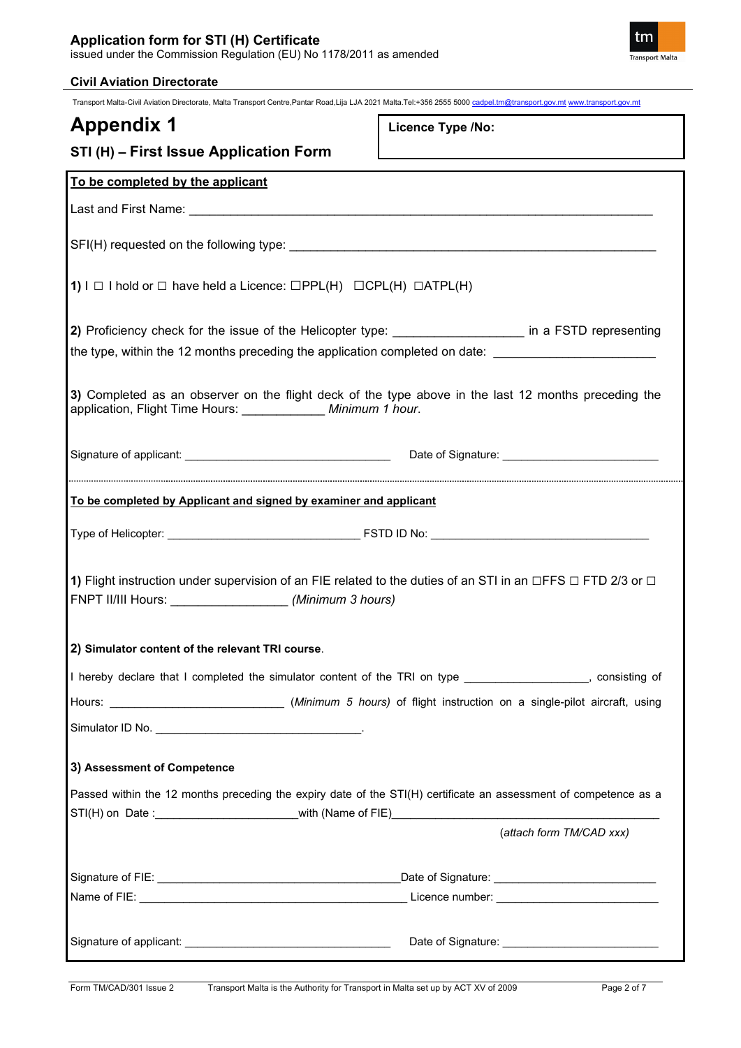# Appendix 1

## STI (H) – First Issue Application Form

**Licence Type /No:**

**To be completed by the applicant**

Last and First Name: ___________________________________________________________________

SFI(H) requested on the following type: ______________________________________________________

**1)** I ☐ I hold or ☐ have held a Licence: ☐PPL(H) ☐CPL(H) ☐ATPL(H)

**2)** Proficiency check for the issue of the Helicopter type: __________________ in a FSTD representing the type, within the 12 months preceding the application completed on date: ______________________

**3)** Completed as an observer on the flight deck of the type above in the last 12 months preceding the application, Flight Time Hours: ___________ *Minimum 1 hour.*

Signature of applicant: ______________________________ Date of Signature: _______________________

**To be completed by Applicant and signed by examiner and applicant**

Type of Helicopter: ____________________________ FSTD ID No: _________________________________

**1)** Flight instruction under supervision of an FIE related to the duties of an STI in an ☐FFS ☐ FTD 2/3 or ☐ FNPT II/III Hours: ________________ *(Minimum 3 hours)*

**2) Simulator content of the relevant TRI course**.

I hereby declare that I completed the simulator content of the TRI on type __________________, consisting of Hours: ________________________ (*Minimum 5 hours)* of flight instruction on a single-pilot aircraft, using Simulator ID No. _______________________________.

**3) Assessment of Competence**

Passed within the 12 months preceding the expiry date of the STI(H) certificate an assessment of competence as a STI(H) on Date :_____________________with (Name of FIE)________________________________________

(*attach form TM/CAD xxx)*

Signature of FIE: ____________________________________Date of Signature: ________________________

Name of FIE: ________________________________________ Licence number: ________________________

Signature of applicant: ______________________________ Date of Signature: _______________________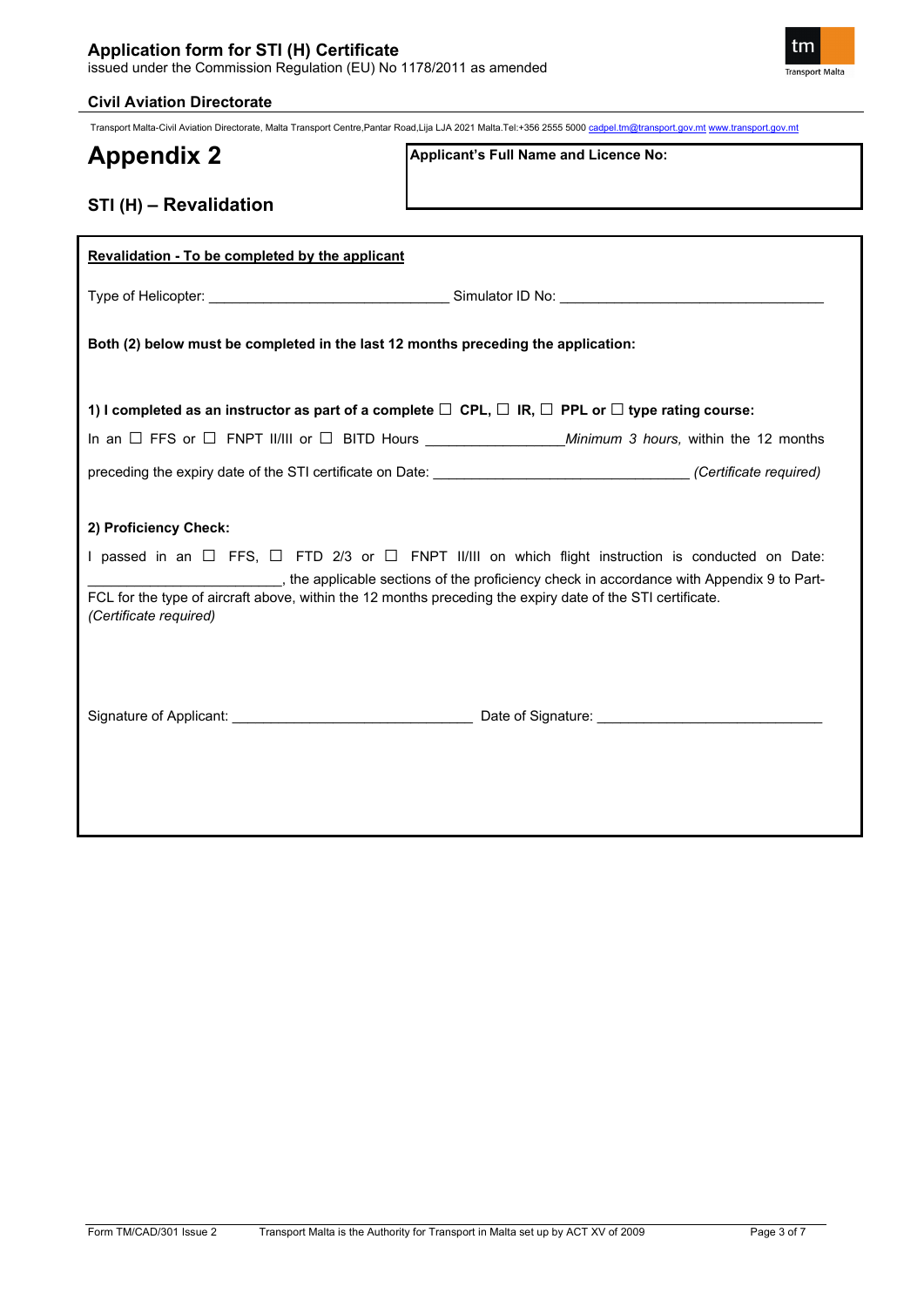# Appendix 2

## STI (H) – Revalidation

**Applicant's Full Name and Licence No:**

**Revalidation - To be completed by the applicant**

Type of Helicopter: ______________________________ Simulator ID No: _________________________________

**Both (2) below must be completed in the last 12 months preceding the application:**

**1) I completed as an instructor as part of a complete ☐ CPL, ☐ IR, ☐ PPL or ☐ type rating course:**

In an ☐ FFS or ☐ FNPT II/III or ☐ BITD Hours _________________ *Minimum 3 hours,* within the 12 months preceding the expiry date of the STI certificate on Date: ________________________________ *(Certificate required)*

**2) Proficiency Check:**

I passed in an ☐ FFS, ☐ FTD 2/3 or ☐ FNPT II/III on which flight instruction is conducted on Date: ________________________, the applicable sections of the proficiency check in accordance with Appendix 9 to Part-FCL for the type of aircraft above, within the 12 months preceding the expiry date of the STI certificate. *(Certificate required)*

Signature of Applicant: ______________________________ Date of Signature: ____________________________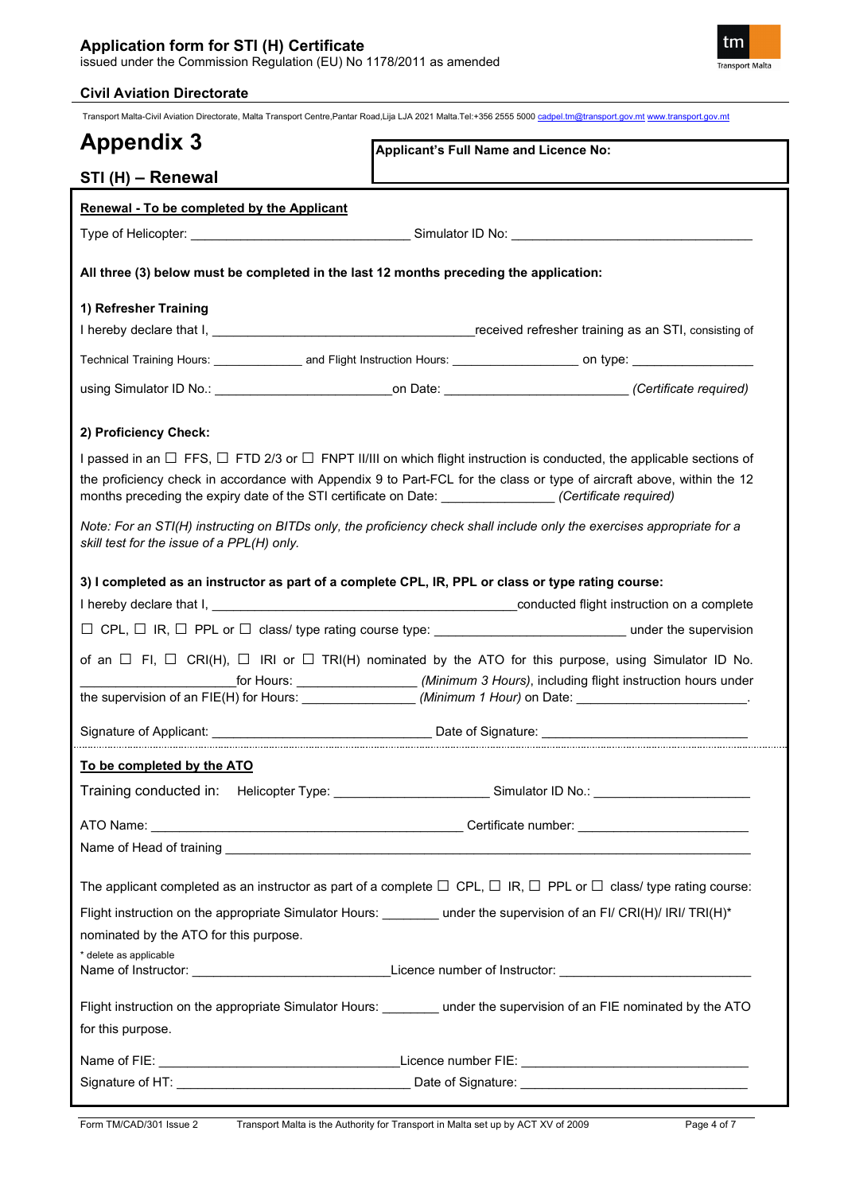# Appendix 3

## STI (H) – Renewal

**Applicant's Full Name and Licence No:**

**Renewal - To be completed by the Applicant**

Type of Helicopter: ______________________________ Simulator ID No: _________________________________

**All three (3) below must be completed in the last 12 months preceding the application:**

**1) Refresher Training**

I hereby declare that I, ____________________________________received refresher training as an STI, consisting of

Technical Training Hours: ______________ and Flight Instruction Hours: __________________ on type: _________________

using Simulator ID No.: _________________________on Date: _________________________ *(Certificate required)*

**2) Proficiency Check:**

I passed in an ☐ FFS, ☐ FTD 2/3 or ☐ FNPT II/III on which flight instruction is conducted, the applicable sections of the proficiency check in accordance with Appendix 9 to Part-FCL for the class or type of aircraft above, within the 12 months preceding the expiry date of the STI certificate on Date: _______________ *(Certificate required)*

*Note: For an STI(H) instructing on BITDs only, the proficiency check shall include only the exercises appropriate for a skill test for the issue of a PPL(H) only.*

**3) I completed as an instructor as part of a complete CPL, IR, PPL or class or type rating course:**

I hereby declare that I, _____________________________________________conducted flight instruction on a complete ☐ CPL, ☐ IR, ☐ PPL or ☐ class/ type rating course type: __________________________ under the supervision of an ☐ FI, ☐ CRI(H), ☐ IRI or ☐ TRI(H) nominated by the ATO for this purpose, using Simulator ID No. _____________________for Hours: ________________ *(Minimum 3 Hours)*, including flight instruction hours under the supervision of an FIE(H) for Hours: _______________ *(Minimum 1 Hour)* on Date: _______________________.

Signature of Applicant: ________________________________ Date of Signature: ____________________________

**To be completed by the ATO**

Training conducted in: Helicopter Type: _____________________ Simulator ID No.: ______________________

ATO Name: ____________________________________________ Certificate number: _______________________

Name of Head of training ________________________________________________________________________

The applicant completed as an instructor as part of a complete ☐ CPL, ☐ IR, ☐ PPL or ☐ class/ type rating course:

Flight instruction on the appropriate Simulator Hours: ________ under the supervision of an FI/ CRI(H)/ IRI/ TRI(H)* nominated by the ATO for this purpose.

\* delete as applicable

Name of Instructor: ____________________________Licence number of Instructor: __________________________

Flight instruction on the appropriate Simulator Hours: ________ under the supervision of an FIE nominated by the ATO for this purpose.

Name of FIE: _________________________________Licence number FIE: ________________________________

Signature of HT: ________________________________ Date of Signature: ________________________________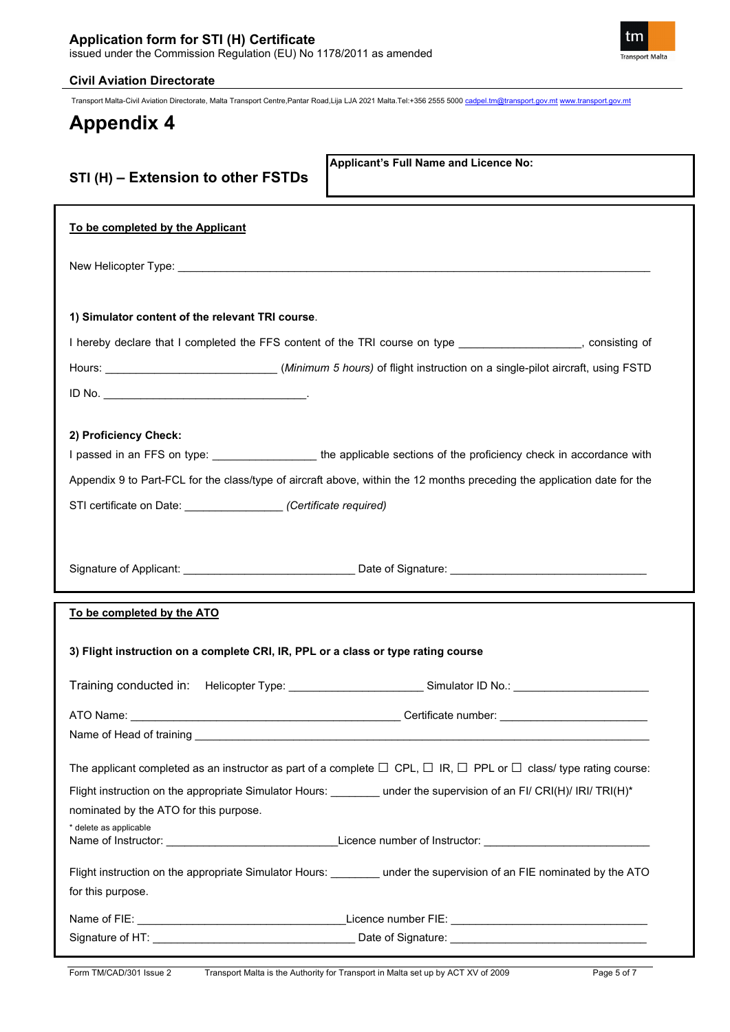# Appendix 4

## STI (H) – Extension to other FSTDs

**Applicant's Full Name and Licence No:**

**To be completed by the Applicant**

New Helicopter Type: ______________________________________________________________

**1) Simulator content of the relevant TRI course.**

I hereby declare that I completed the FFS content of the TRI course on type ___________________, consisting of Hours: ___________________________ *(Minimum 5 hours)* of flight instruction on a single-pilot aircraft, using FSTD ID No. _________________________________.

**2) Proficiency Check:**

I passed in an FFS on type: ________________ the applicable sections of the proficiency check in accordance with Appendix 9 to Part-FCL for the class/type of aircraft above, within the 12 months preceding the application date for the STI certificate on Date: _______________ *(Certificate required)*

Signature of Applicant: ___________________________ Date of Signature: ________________________________

**To be completed by the ATO**

**3) Flight instruction on a complete CRI, IR, PPL or a class or type rating course**

Training conducted in: Helicopter Type: _____________________ Simulator ID No.: _____________________

ATO Name: _____________________________________________ Certificate number: _______________________

Name of Head of training ____________________________________________________________________

The applicant completed as an instructor as part of a complete ☐ CPL, ☐ IR, ☐ PPL or ☐ class/ type rating course:

Flight instruction on the appropriate Simulator Hours: ________ under the supervision of an FI/ CRI(H)/ IRI/ TRI(H)* nominated by the ATO for this purpose.

\* delete as applicable

Name of Instructor: ___________________________Licence number of Instructor: __________________________

Flight instruction on the appropriate Simulator Hours: ________ under the supervision of an FIE nominated by the ATO for this purpose.

Name of FIE: _________________________________Licence number FIE: ________________________________

Signature of HT: ________________________________ Date of Signature: ________________________________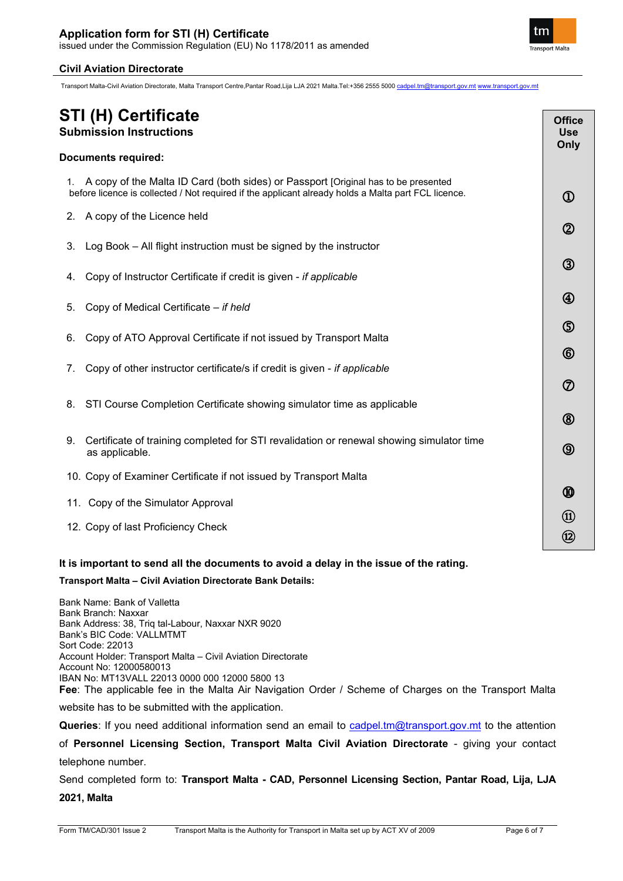# STI (H) Certificate

## Submission Instructions

**Documents required:**

| | Office Use Only |
|---|---|
| 1. A copy of the Malta ID Card (both sides) or Passport [Original has to be presented before licence is collected / Not required if the applicant already holds a Malta part FCL licence. | ① |
| 2. A copy of the Licence held | ② |
| 3. Log Book – All flight instruction must be signed by the instructor | ③ |
| 4. Copy of Instructor Certificate if credit is given - *if applicable* | ④ |
| 5. Copy of Medical Certificate – *if held* | ⑤ |
| 6. Copy of ATO Approval Certificate if not issued by Transport Malta | ⑥ |
| 7. Copy of other instructor certificate/s if credit is given - *if applicable* | ⑦ |
| 8. STI Course Completion Certificate showing simulator time as applicable | ⑧ |
| 9. Certificate of training completed for STI revalidation or renewal showing simulator time as applicable. | ⑨ |
| 10. Copy of Examiner Certificate if not issued by Transport Malta | ⑩ |
| 11. Copy of the Simulator Approval | ⑪ |
| 12. Copy of last Proficiency Check | ⑫ |

**It is important to send all the documents to avoid a delay in the issue of the rating.**

**Transport Malta – Civil Aviation Directorate Bank Details:**

Bank Name: Bank of Valletta
Bank Branch: Naxxar
Bank Address: 38, Triq tal-Labour, Naxxar NXR 9020
Bank's BIC Code: VALLMTMT
Sort Code: 22013
Account Holder: Transport Malta – Civil Aviation Directorate
Account No: 12000580013
IBAN No: MT13VALL 22013 0000 000 12000 5800 13

**Fee**: The applicable fee in the Malta Air Navigation Order / Scheme of Charges on the Transport Malta website has to be submitted with the application.

**Queries**: If you need additional information send an email to cadpel.tm@transport.gov.mt to the attention of **Personnel Licensing Section, Transport Malta Civil Aviation Directorate** - giving your contact telephone number.

Send completed form to: **Transport Malta - CAD, Personnel Licensing Section, Pantar Road, Lija, LJA 2021, Malta**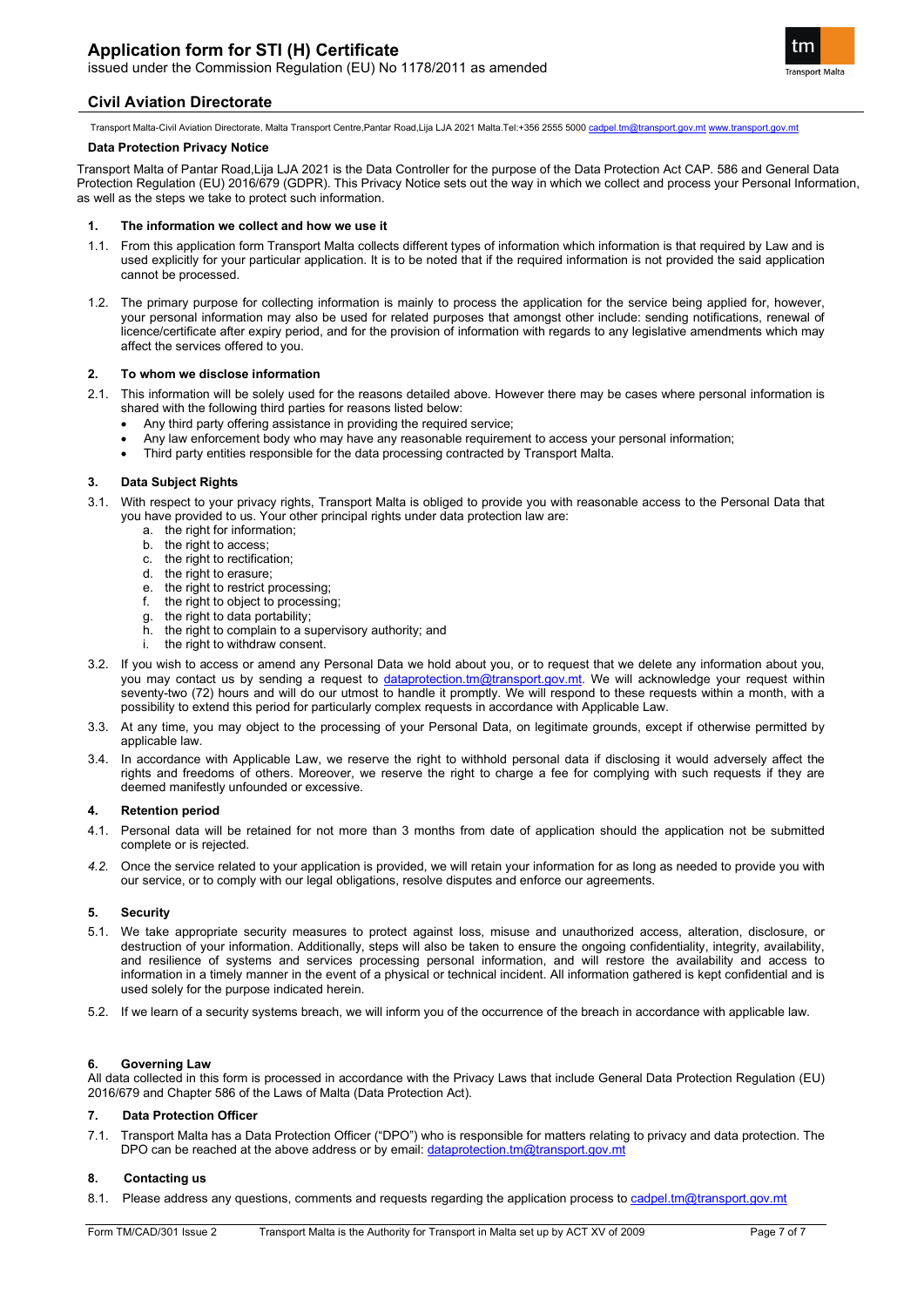## Data Protection Privacy Notice

Transport Malta of Pantar Road,Lija LJA 2021 is the Data Controller for the purpose of the Data Protection Act CAP. 586 and General Data Protection Regulation (EU) 2016/679 (GDPR). This Privacy Notice sets out the way in which we collect and process your Personal Information, as well as the steps we take to protect such information.

### 1. The information we collect and how we use it

1.1. From this application form Transport Malta collects different types of information which information is that required by Law and is used explicitly for your particular application. It is to be noted that if the required information is not provided the said application cannot be processed.

1.2. The primary purpose for collecting information is mainly to process the application for the service being applied for, however, your personal information may also be used for related purposes that amongst other include: sending notifications, renewal of licence/certificate after expiry period, and for the provision of information with regards to any legislative amendments which may affect the services offered to you.

### 2. To whom we disclose information

2.1. This information will be solely used for the reasons detailed above. However there may be cases where personal information is shared with the following third parties for reasons listed below:

- Any third party offering assistance in providing the required service;
- Any law enforcement body who may have any reasonable requirement to access your personal information;
- Third party entities responsible for the data processing contracted by Transport Malta.

### 3. Data Subject Rights

3.1. With respect to your privacy rights, Transport Malta is obliged to provide you with reasonable access to the Personal Data that you have provided to us. Your other principal rights under data protection law are:

a. the right for information;
b. the right to access;
c. the right to rectification;
d. the right to erasure;
e. the right to restrict processing;
f. the right to object to processing;
g. the right to data portability;
h. the right to complain to a supervisory authority; and
i. the right to withdraw consent.

3.2. If you wish to access or amend any Personal Data we hold about you, or to request that we delete any information about you, you may contact us by sending a request to dataprotection.tm@transport.gov.mt. We will acknowledge your request within seventy-two (72) hours and will do our utmost to handle it promptly. We will respond to these requests within a month, with a possibility to extend this period for particularly complex requests in accordance with Applicable Law.

3.3. At any time, you may object to the processing of your Personal Data, on legitimate grounds, except if otherwise permitted by applicable law.

3.4. In accordance with Applicable Law, we reserve the right to withhold personal data if disclosing it would adversely affect the rights and freedoms of others. Moreover, we reserve the right to charge a fee for complying with such requests if they are deemed manifestly unfounded or excessive.

### 4. Retention period

4.1. Personal data will be retained for not more than 3 months from date of application should the application not be submitted complete or is rejected.

*4.2.* Once the service related to your application is provided, we will retain your information for as long as needed to provide you with our service, or to comply with our legal obligations, resolve disputes and enforce our agreements.

### 5. Security

5.1. We take appropriate security measures to protect against loss, misuse and unauthorized access, alteration, disclosure, or destruction of your information. Additionally, steps will also be taken to ensure the ongoing confidentiality, integrity, availability, and resilience of systems and services processing personal information, and will restore the availability and access to information in a timely manner in the event of a physical or technical incident. All information gathered is kept confidential and is used solely for the purpose indicated herein.

5.2. If we learn of a security systems breach, we will inform you of the occurrence of the breach in accordance with applicable law.

### 6. Governing Law

All data collected in this form is processed in accordance with the Privacy Laws that include General Data Protection Regulation (EU) 2016/679 and Chapter 586 of the Laws of Malta (Data Protection Act).

### 7. Data Protection Officer

7.1. Transport Malta has a Data Protection Officer ("DPO") who is responsible for matters relating to privacy and data protection. The DPO can be reached at the above address or by email: dataprotection.tm@transport.gov.mt

### 8. Contacting us

8.1. Please address any questions, comments and requests regarding the application process to cadpel.tm@transport.gov.mt